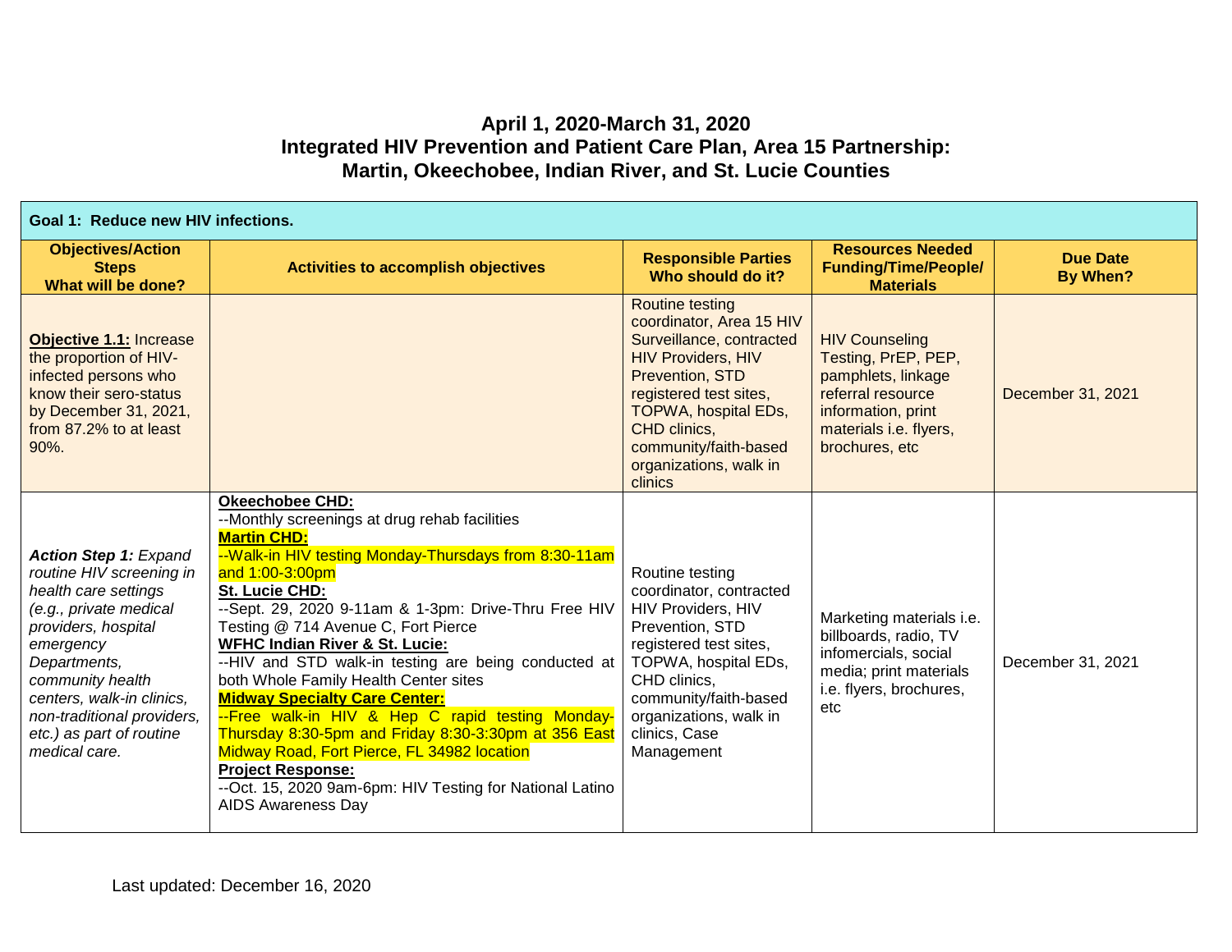# April 1, 2020-March 31, 2020
# Integrated HIV Prevention and Patient Care Plan, Area 15 Partnership: Martin, Okeechobee, Indian River, and St. Lucie Counties

| **Goal 1: Reduce new HIV infections.** | | | | |
|---|---|---|---|---|
| **Objectives/Action Steps What will be done?** | **Activities to accomplish objectives** | **Responsible Parties Who should do it?** | **Resources Needed Funding/Time/People/ Materials** | **Due Date By When?** |
| **Objective 1.1:** Increase the proportion of HIV-infected persons who know their sero-status by December 31, 2021, from 87.2% to at least 90%. | | Routine testing coordinator, Area 15 HIV Surveillance, contracted HIV Providers, HIV Prevention, STD registered test sites, TOPWA, hospital EDs, CHD clinics, community/faith-based organizations, walk in clinics | HIV Counseling Testing, PrEP, PEP, pamphlets, linkage referral resource information, print materials i.e. flyers, brochures, etc | December 31, 2021 |
| ***Action Step 1:*** *Expand routine HIV screening in health care settings (e.g., private medical providers, hospital emergency Departments, community health centers, walk-in clinics, non-traditional providers, etc.) as part of routine medical care.* | **Okeechobee CHD:**<br>--Monthly screenings at drug rehab facilities<br>**Martin CHD:**<br>--Walk-in HIV testing Monday-Thursdays from 8:30-11am and 1:00-3:00pm<br>**St. Lucie CHD:**<br>--Sept. 29, 2020 9-11am & 1-3pm: Drive-Thru Free HIV Testing @ 714 Avenue C, Fort Pierce<br>**WFHC Indian River & St. Lucie:**<br>--HIV and STD walk-in testing are being conducted at both Whole Family Health Center sites<br>**Midway Specialty Care Center:**<br>--Free walk-in HIV & Hep C rapid testing Monday-Thursday 8:30-5pm and Friday 8:30-3:30pm at 356 East Midway Road, Fort Pierce, FL 34982 location<br>**Project Response:**<br>--Oct. 15, 2020 9am-6pm: HIV Testing for National Latino AIDS Awareness Day | Routine testing coordinator, contracted HIV Providers, HIV Prevention, STD registered test sites, TOPWA, hospital EDs, CHD clinics, community/faith-based organizations, walk in clinics, Case Management | Marketing materials i.e. billboards, radio, TV infomercials, social media; print materials i.e. flyers, brochures, etc | December 31, 2021 |

Last updated: December 16, 2020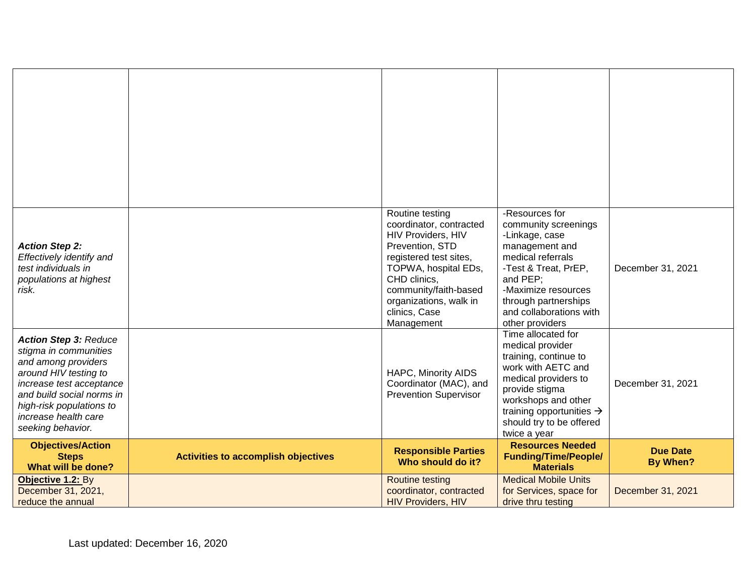|  |  |  |  |  |
|---|---|---|---|---|
|  |  |  |  |  |
| ***Action Step 2:*** *Effectively identify and test individuals in populations at highest risk.* |  | Routine testing coordinator, contracted HIV Providers, HIV Prevention, STD registered test sites, TOPWA, hospital EDs, CHD clinics, community/faith-based organizations, walk in clinics, Case Management | -Resources for community screenings -Linkage, case management and medical referrals -Test & Treat, PrEP, and PEP; -Maximize resources through partnerships and collaborations with other providers | December 31, 2021 |
| ***Action Step 3:*** *Reduce stigma in communities and among providers around HIV testing to increase test acceptance and build social norms in high-risk populations to increase health care seeking behavior.* |  | HAPC, Minority AIDS Coordinator (MAC), and Prevention Supervisor | Time allocated for medical provider training, continue to work with AETC and medical providers to provide stigma workshops and other training opportunities → should try to be offered twice a year | December 31, 2021 |
| **Objectives/Action Steps What will be done?** | **Activities to accomplish objectives** | **Responsible Parties Who should do it?** | **Resources Needed Funding/Time/People/ Materials** | **Due Date By When?** |
| **<u>Objective 1.2:</u>** By December 31, 2021, reduce the annual |  | Routine testing coordinator, contracted HIV Providers, HIV | Medical Mobile Units for Services, space for drive thru testing | December 31, 2021 |

Last updated: December 16, 2020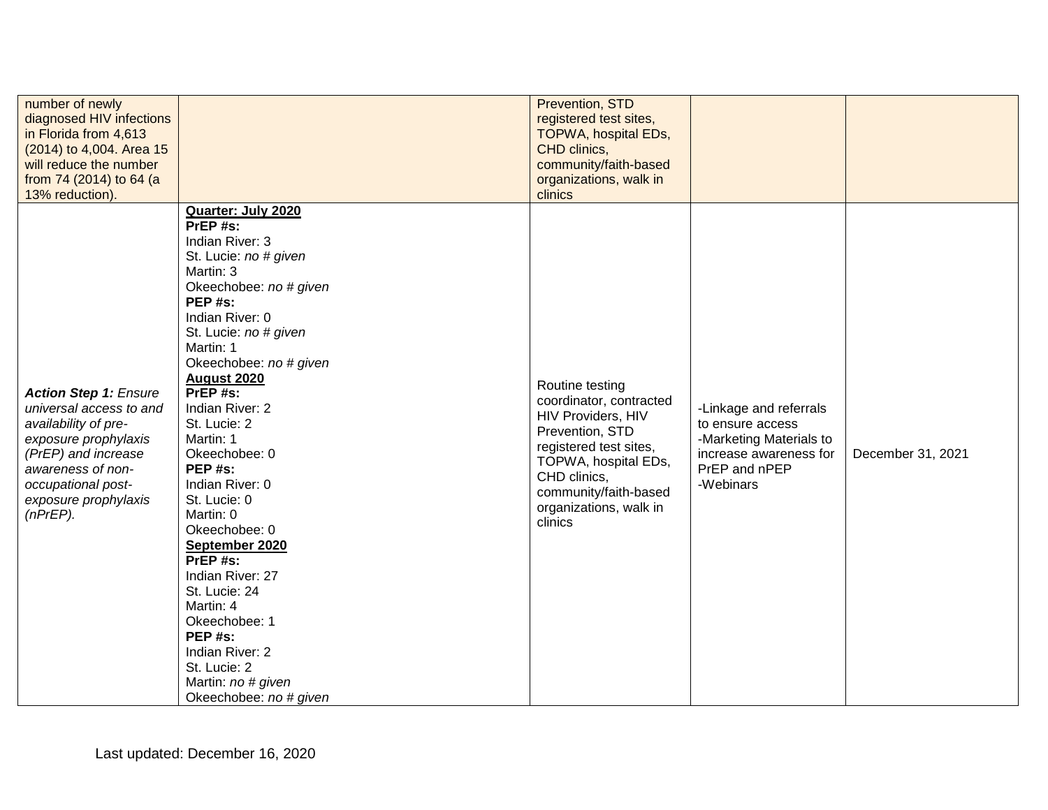| | | | | |
|---|---|---|---|---|
| number of newly diagnosed HIV infections in Florida from 4,613 (2014) to 4,004. Area 15 will reduce the number from 74 (2014) to 64 (a 13% reduction). | | Prevention, STD registered test sites, TOPWA, hospital EDs, CHD clinics, community/faith-based organizations, walk in clinics | | |
| ***Action Step 1:*** *Ensure universal access to and availability of pre-exposure prophylaxis (PrEP) and increase awareness of non-occupational post-exposure prophylaxis (nPrEP).* | **Quarter: July 2020**<br>**PrEP #s:**<br>Indian River: 3<br>St. Lucie: *no # given*<br>Martin: 3<br>Okeechobee: *no # given*<br>**PEP #s:**<br>Indian River: 0<br>St. Lucie: *no # given*<br>Martin: 1<br>Okeechobee: *no # given*<br>**August 2020**<br>**PrEP #s:**<br>Indian River: 2<br>St. Lucie: 2<br>Martin: 1<br>Okeechobee: 0<br>**PEP #s:**<br>Indian River: 0<br>St. Lucie: 0<br>Martin: 0<br>Okeechobee: 0<br>**September 2020**<br>**PrEP #s:**<br>Indian River: 27<br>St. Lucie: 24<br>Martin: 4<br>Okeechobee: 1<br>**PEP #s:**<br>Indian River: 2<br>St. Lucie: 2<br>Martin: *no # given*<br>Okeechobee: *no # given* | Routine testing coordinator, contracted HIV Providers, HIV Prevention, STD registered test sites, TOPWA, hospital EDs, CHD clinics, community/faith-based organizations, walk in clinics | -Linkage and referrals to ensure access<br>-Marketing Materials to increase awareness for PrEP and nPEP<br>-Webinars | December 31, 2021 |

Last updated: December 16, 2020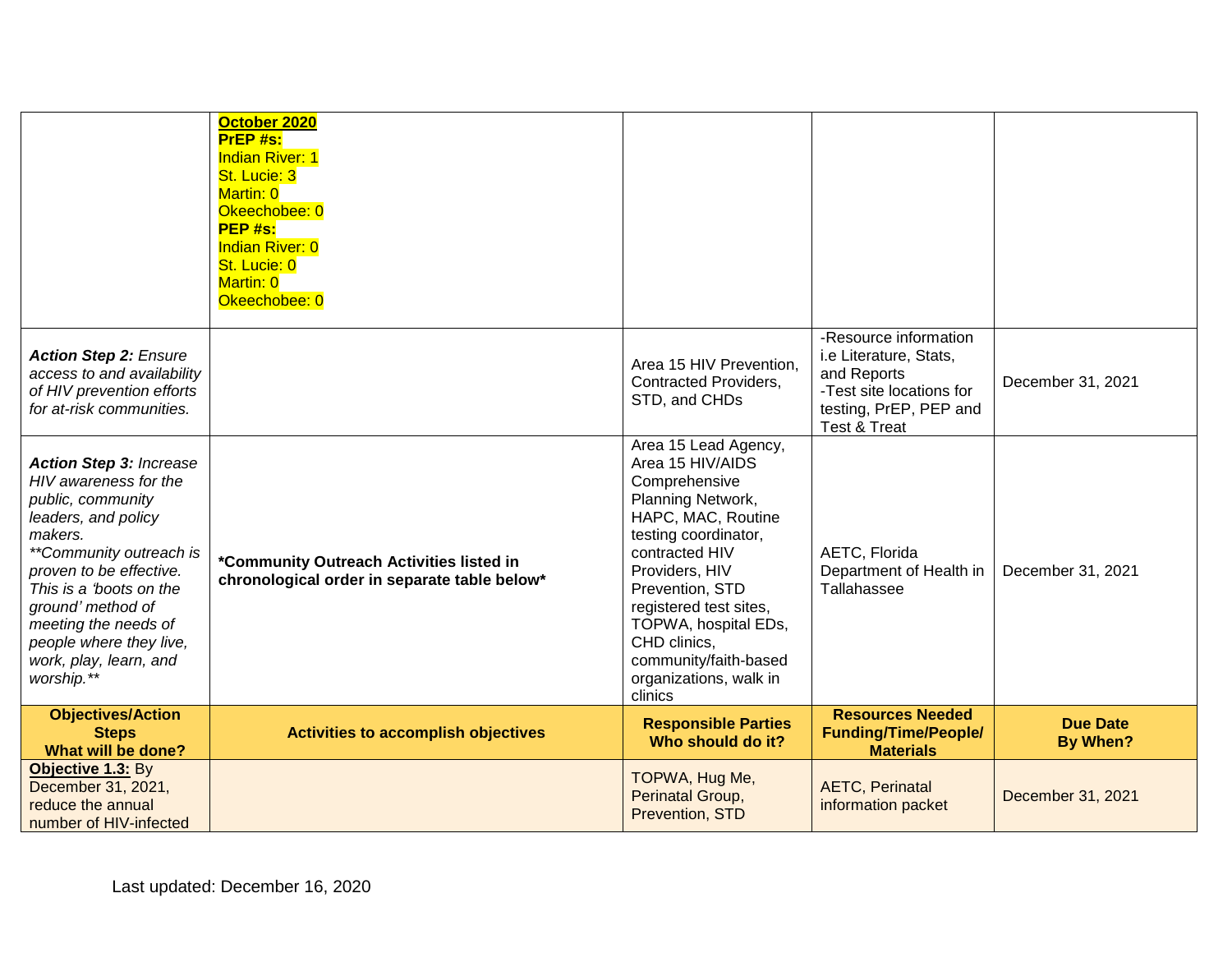| | | | | |
|---|---|---|---|---|
| | **October 2020**<br>**PrEP #s:**<br>Indian River: 1<br>St. Lucie: 3<br>Martin: 0<br>Okeechobee: 0<br>**PEP #s:**<br>Indian River: 0<br>St. Lucie: 0<br>Martin: 0<br>Okeechobee: 0 | | | |
| ***Action Step 2:*** *Ensure access to and availability of HIV prevention efforts for at-risk communities.* | | Area 15 HIV Prevention, Contracted Providers, STD, and CHDs | -Resource information i.e Literature, Stats, and Reports<br>-Test site locations for testing, PrEP, PEP and Test & Treat | December 31, 2021 |
| ***Action Step 3:*** *Increase HIV awareness for the public, community leaders, and policy makers.*<br>*\*\*Community outreach is proven to be effective. This is a 'boots on the ground' method of meeting the needs of people where they live, work, play, learn, and worship.\*\** | **\*Community Outreach Activities listed in chronological order in separate table below\*** | Area 15 Lead Agency, Area 15 HIV/AIDS Comprehensive Planning Network, HAPC, MAC, Routine testing coordinator, contracted HIV Providers, HIV Prevention, STD registered test sites, TOPWA, hospital EDs, CHD clinics, community/faith-based organizations, walk in clinics | AETC, Florida Department of Health in Tallahassee | December 31, 2021 |
| **Objectives/Action Steps What will be done?** | **Activities to accomplish objectives** | **Responsible Parties Who should do it?** | **Resources Needed Funding/Time/People/ Materials** | **Due Date By When?** |
| **Objective 1.3:** By December 31, 2021, reduce the annual number of HIV-infected | | TOPWA, Hug Me, Perinatal Group, Prevention, STD | AETC, Perinatal information packet | December 31, 2021 |

Last updated: December 16, 2020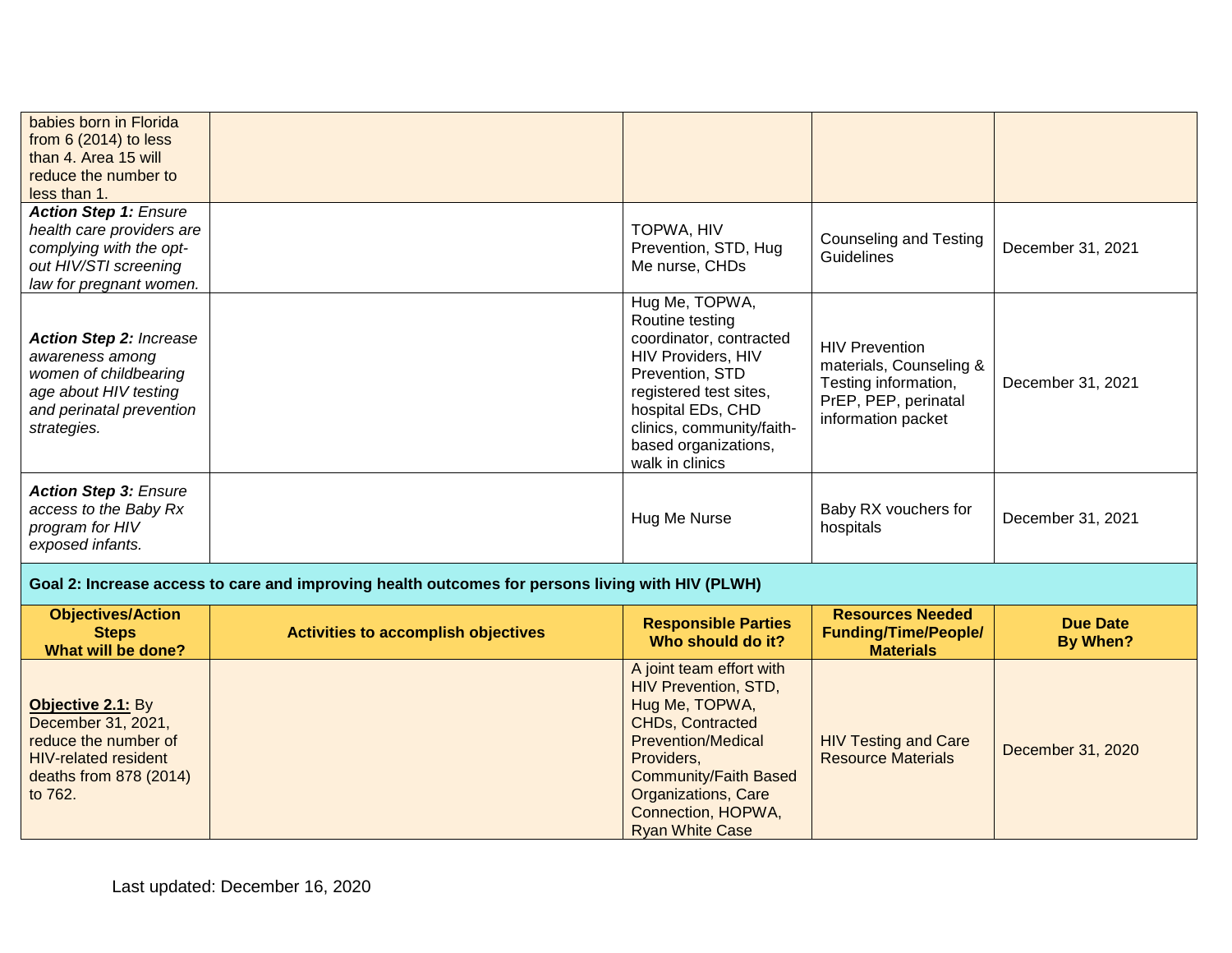| | | | | |
|---|---|---|---|---|
| babies born in Florida from 6 (2014) to less than 4. Area 15 will reduce the number to less than 1. | | | | |
| ***Action Step 1:*** *Ensure health care providers are complying with the opt-out HIV/STI screening law for pregnant women.* | | TOPWA, HIV Prevention, STD, Hug Me nurse, CHDs | Counseling and Testing Guidelines | December 31, 2021 |
| ***Action Step 2:*** *Increase awareness among women of childbearing age about HIV testing and perinatal prevention strategies.* | | Hug Me, TOPWA, Routine testing coordinator, contracted HIV Providers, HIV Prevention, STD registered test sites, hospital EDs, CHD clinics, community/faith-based organizations, walk in clinics | HIV Prevention materials, Counseling & Testing information, PrEP, PEP, perinatal information packet | December 31, 2021 |
| ***Action Step 3:*** *Ensure access to the Baby Rx program for HIV exposed infants.* | | Hug Me Nurse | Baby RX vouchers for hospitals | December 31, 2021 |

**Goal 2: Increase access to care and improving health outcomes for persons living with HIV (PLWH)**

| Objectives/Action Steps What will be done? | Activities to accomplish objectives | Responsible Parties Who should do it? | Resources Needed Funding/Time/People/ Materials | Due Date By When? |
|---|---|---|---|---|
| **Objective 2.1:** By December 31, 2021, reduce the number of HIV-related resident deaths from 878 (2014) to 762. | | A joint team effort with HIV Prevention, STD, Hug Me, TOPWA, CHDs, Contracted Prevention/Medical Providers, Community/Faith Based Organizations, Care Connection, HOPWA, Ryan White Case | HIV Testing and Care Resource Materials | December 31, 2020 |

Last updated: December 16, 2020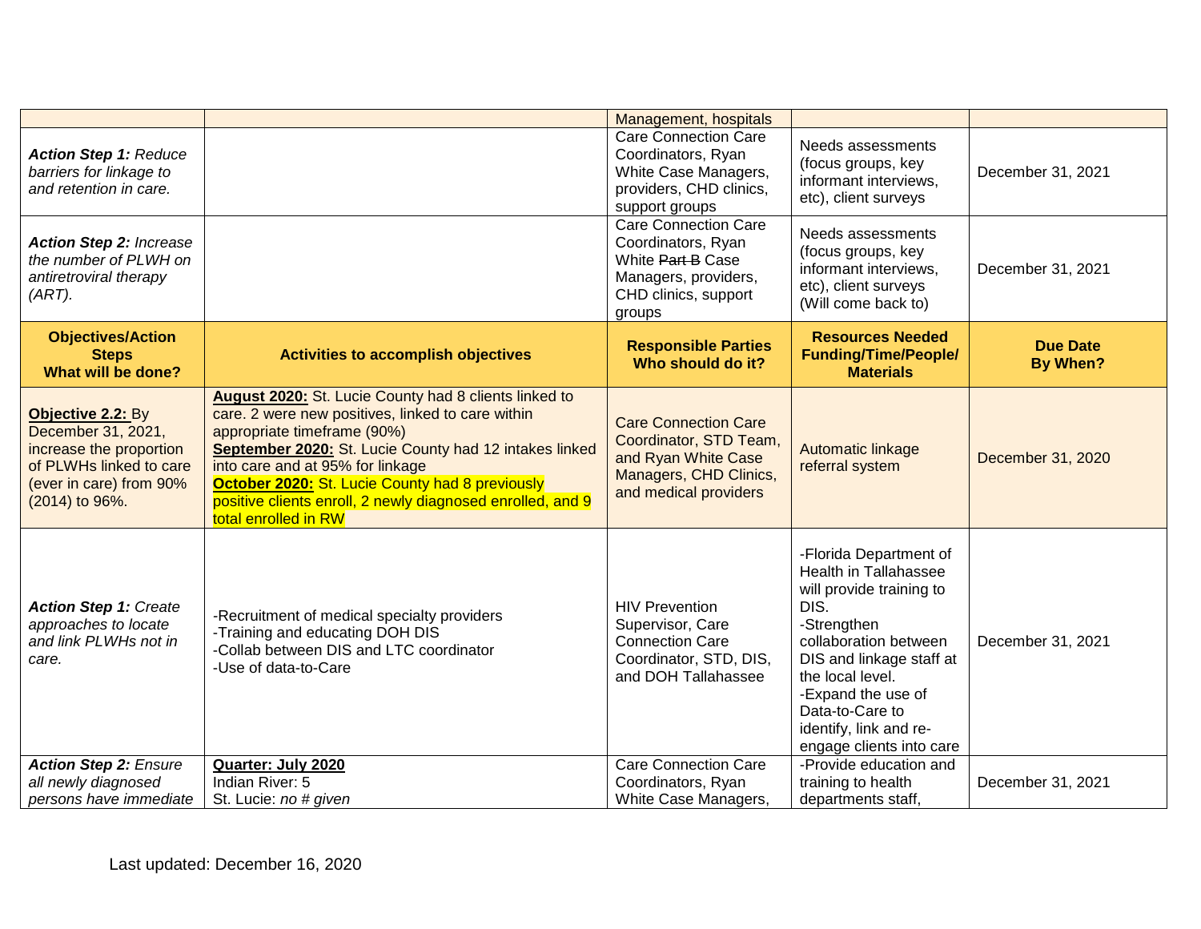| | | Management, hospitals | | |
|---|---|---|---|---|
| ***Action Step 1:*** *Reduce barriers for linkage to and retention in care.* | | Care Connection Care Coordinators, Ryan White Case Managers, providers, CHD clinics, support groups | Needs assessments (focus groups, key informant interviews, etc), client surveys | December 31, 2021 |
| ***Action Step 2:*** *Increase the number of PLWH on antiretroviral therapy (ART).* | | Care Connection Care Coordinators, Ryan White ~~Part B~~ Case Managers, providers, CHD clinics, support groups | Needs assessments (focus groups, key informant interviews, etc), client surveys (Will come back to) | December 31, 2021 |
| **Objectives/Action Steps What will be done?** | **Activities to accomplish objectives** | **Responsible Parties Who should do it?** | **Resources Needed Funding/Time/People/ Materials** | **Due Date By When?** |
| **Objective 2.2:** By December 31, 2021, increase the proportion of PLWHs linked to care (ever in care) from 90% (2014) to 96%. | **August 2020:** St. Lucie County had 8 clients linked to care. 2 were new positives, linked to care within appropriate timeframe (90%) **September 2020:** St. Lucie County had 12 intakes linked into care and at 95% for linkage **October 2020:** St. Lucie County had 8 previously positive clients enroll, 2 newly diagnosed enrolled, and 9 total enrolled in RW | Care Connection Care Coordinator, STD Team, and Ryan White Case Managers, CHD Clinics, and medical providers | Automatic linkage referral system | December 31, 2020 |
| ***Action Step 1:*** *Create approaches to locate and link PLWHs not in care.* | -Recruitment of medical specialty providers<br>-Training and educating DOH DIS<br>-Collab between DIS and LTC coordinator<br>-Use of data-to-Care | HIV Prevention Supervisor, Care Connection Care Coordinator, STD, DIS, and DOH Tallahassee | -Florida Department of Health in Tallahassee will provide training to DIS.<br>-Strengthen collaboration between DIS and linkage staff at the local level.<br>-Expand the use of Data-to-Care to identify, link and re-engage clients into care | December 31, 2021 |
| ***Action Step 2:*** *Ensure all newly diagnosed persons have immediate* | **Quarter: July 2020**<br>Indian River: 5<br>St. Lucie: *no # given* | Care Connection Care Coordinators, Ryan White Case Managers, | -Provide education and training to health departments staff, | December 31, 2021 |

Last updated: December 16, 2020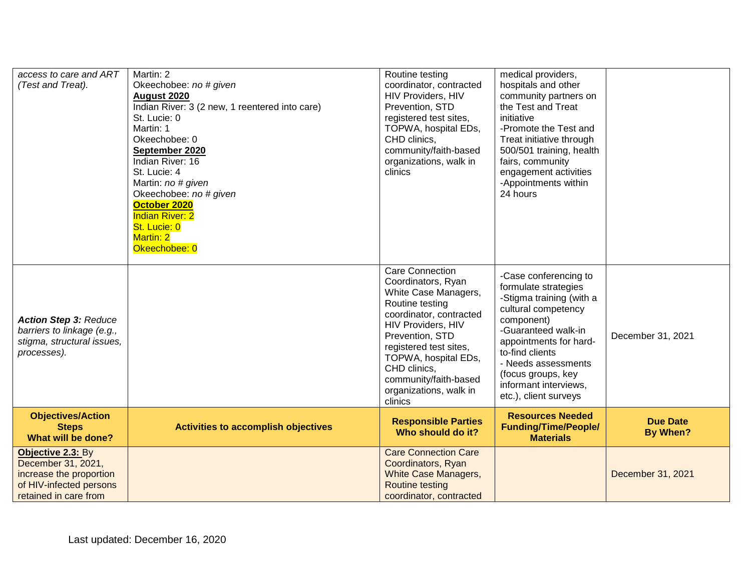| | | | | |
|---|---|---|---|---|
| *access to care and ART (Test and Treat).* | Martin: 2<br>Okeechobee: *no # given*<br>**August 2020**<br>Indian River: 3 (2 new, 1 reentered into care)<br>St. Lucie: 0<br>Martin: 1<br>Okeechobee: 0<br>**September 2020**<br>Indian River: 16<br>St. Lucie: 4<br>Martin: *no # given*<br>Okeechobee: *no # given*<br>**October 2020**<br>Indian River: 2<br>St. Lucie: 0<br>Martin: 2<br>Okeechobee: 0 | Routine testing coordinator, contracted HIV Providers, HIV Prevention, STD registered test sites, TOPWA, hospital EDs, CHD clinics, community/faith-based organizations, walk in clinics | medical providers, hospitals and other community partners on the Test and Treat initiative<br>-Promote the Test and Treat initiative through 500/501 training, health fairs, community engagement activities<br>-Appointments within 24 hours | |
| ***Action Step 3:*** *Reduce barriers to linkage (e.g., stigma, structural issues, processes).* | | Care Connection Coordinators, Ryan White Case Managers, Routine testing coordinator, contracted HIV Providers, HIV Prevention, STD registered test sites, TOPWA, hospital EDs, CHD clinics, community/faith-based organizations, walk in clinics | -Case conferencing to formulate strategies<br>-Stigma training (with a cultural competency component)<br>-Guaranteed walk-in appointments for hard-to-find clients<br>- Needs assessments (focus groups, key informant interviews, etc.), client surveys | December 31, 2021 |
| **Objectives/Action Steps What will be done?** | **Activities to accomplish objectives** | **Responsible Parties Who should do it?** | **Resources Needed Funding/Time/People/ Materials** | **Due Date By When?** |
| **Objective 2.3:** By December 31, 2021, increase the proportion of HIV-infected persons retained in care from | | Care Connection Care Coordinators, Ryan White Case Managers, Routine testing coordinator, contracted | | December 31, 2021 |

Last updated: December 16, 2020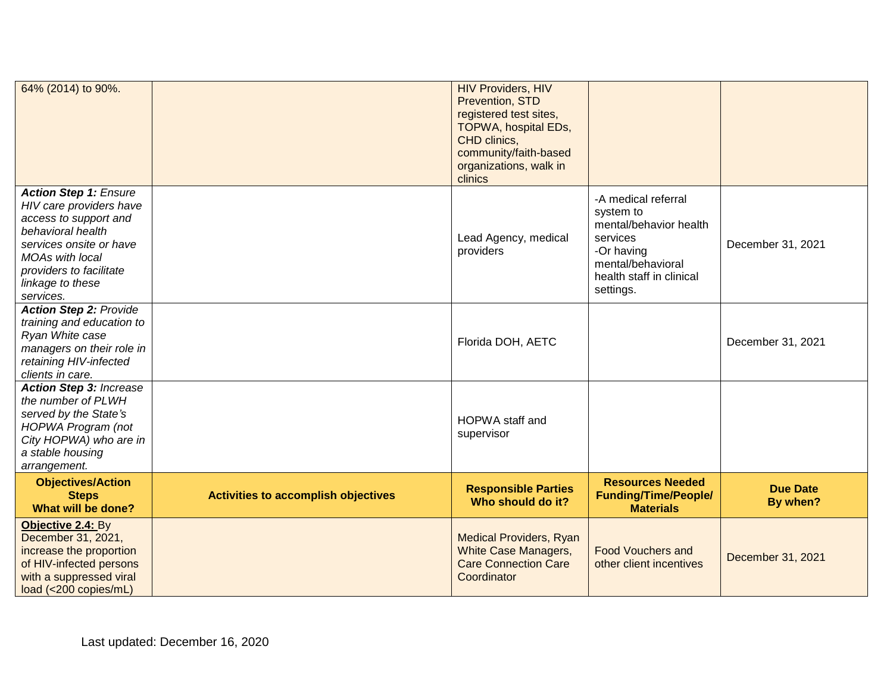| 64% (2014) to 90%. | | HIV Providers, HIV Prevention, STD registered test sites, TOPWA, hospital EDs, CHD clinics, community/faith-based organizations, walk in clinics | | |
|---|---|---|---|---|
| ***Action Step 1:*** *Ensure HIV care providers have access to support and behavioral health services onsite or have MOAs with local providers to facilitate linkage to these services.* | | Lead Agency, medical providers | -A medical referral system to mental/behavior health services<br>-Or having mental/behavioral health staff in clinical settings. | December 31, 2021 |
| ***Action Step 2:*** *Provide training and education to Ryan White case managers on their role in retaining HIV-infected clients in care.* | | Florida DOH, AETC | | December 31, 2021 |
| ***Action Step 3:*** *Increase the number of PLWH served by the State's HOPWA Program (not City HOPWA) who are in a stable housing arrangement.* | | HOPWA staff and supervisor | | |
| **Objectives/Action Steps What will be done?** | **Activities to accomplish objectives** | **Responsible Parties Who should do it?** | **Resources Needed Funding/Time/People/ Materials** | **Due Date By when?** |
| **Objective 2.4:** By December 31, 2021, increase the proportion of HIV-infected persons with a suppressed viral load (<200 copies/mL) | | Medical Providers, Ryan White Case Managers, Care Connection Care Coordinator | Food Vouchers and other client incentives | December 31, 2021 |

Last updated: December 16, 2020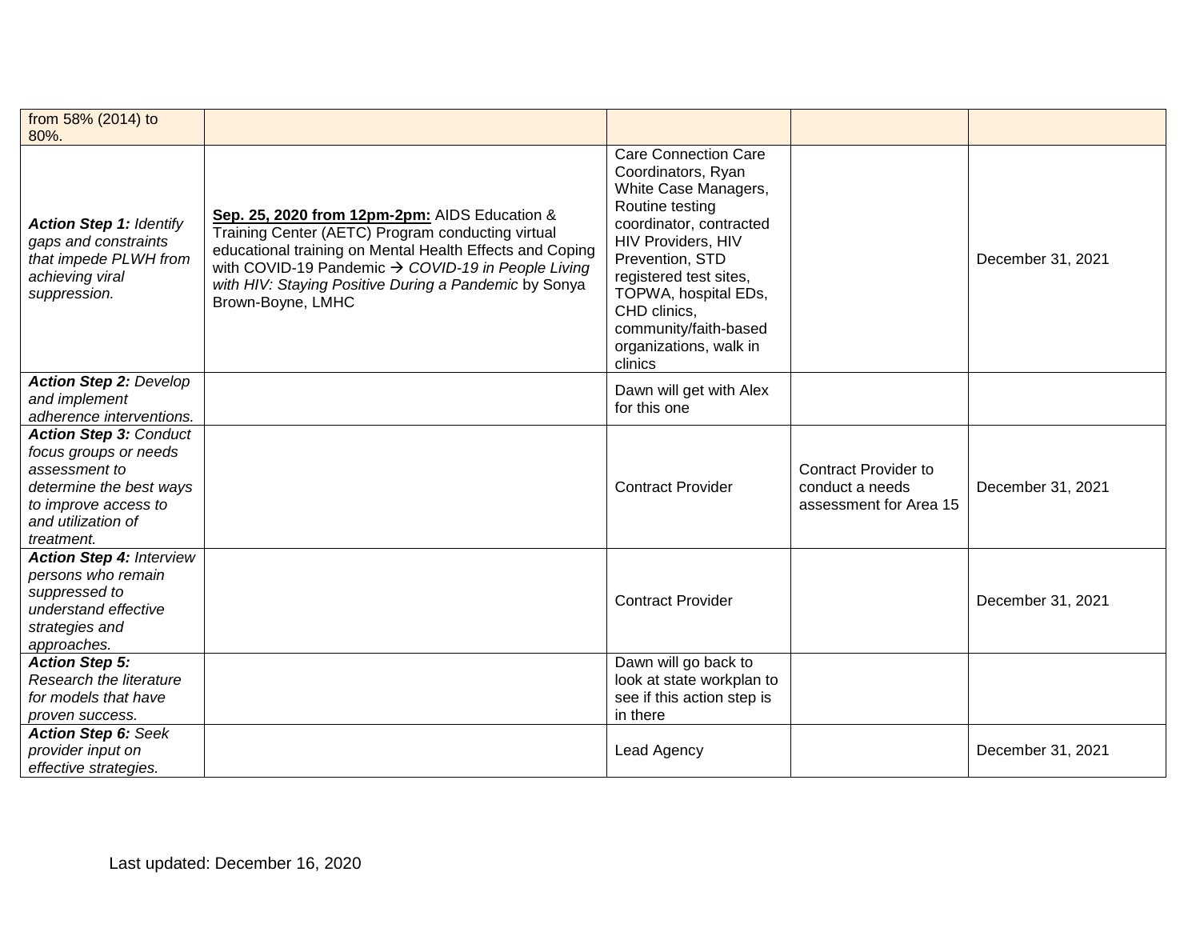| | | | | |
|---|---|---|---|---|
| from 58% (2014) to 80%. | | | | |
| ***Action Step 1:*** *Identify gaps and constraints that impede PLWH from achieving viral suppression.* | **Sep. 25, 2020 from 12pm-2pm:** AIDS Education & Training Center (AETC) Program conducting virtual educational training on Mental Health Effects and Coping with COVID-19 Pandemic → *COVID-19 in People Living with HIV: Staying Positive During a Pandemic* by Sonya Brown-Boyne, LMHC | Care Connection Care Coordinators, Ryan White Case Managers, Routine testing coordinator, contracted HIV Providers, HIV Prevention, STD registered test sites, TOPWA, hospital EDs, CHD clinics, community/faith-based organizations, walk in clinics | | December 31, 2021 |
| ***Action Step 2:*** *Develop and implement adherence interventions.* | | Dawn will get with Alex for this one | | |
| ***Action Step 3:*** *Conduct focus groups or needs assessment to determine the best ways to improve access to and utilization of treatment.* | | Contract Provider | Contract Provider to conduct a needs assessment for Area 15 | December 31, 2021 |
| ***Action Step 4:*** *Interview persons who remain suppressed to understand effective strategies and approaches.* | | Contract Provider | | December 31, 2021 |
| ***Action Step 5:*** *Research the literature for models that have proven success.* | | Dawn will go back to look at state workplan to see if this action step is in there | | |
| ***Action Step 6:*** *Seek provider input on effective strategies.* | | Lead Agency | | December 31, 2021 |

Last updated: December 16, 2020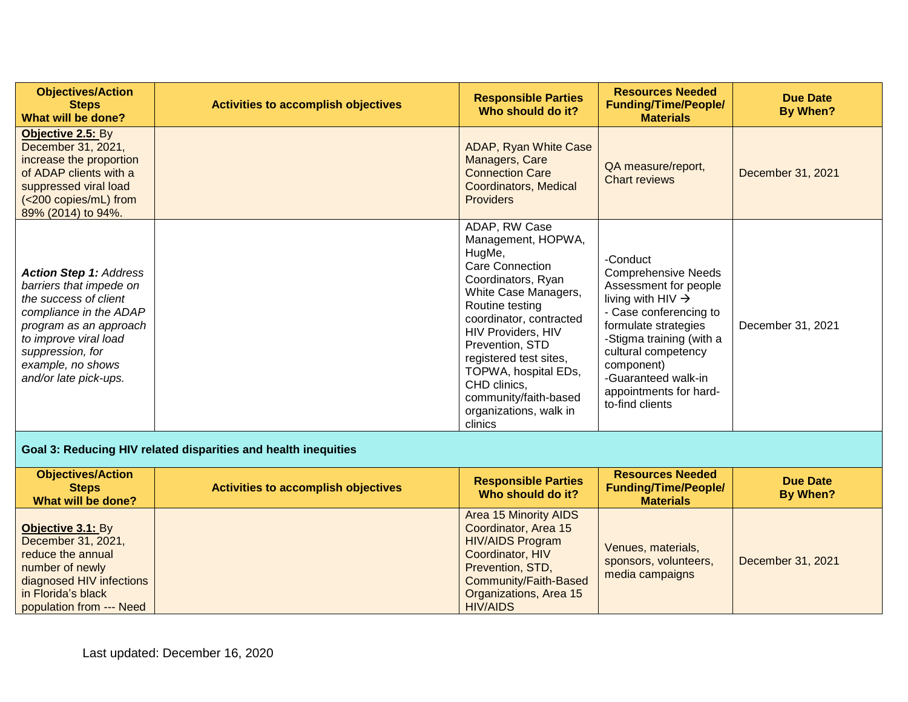| Objectives/Action Steps What will be done? | Activities to accomplish objectives | Responsible Parties Who should do it? | Resources Needed Funding/Time/People/ Materials | Due Date By When? |
|---|---|---|---|---|
| **Objective 2.5:** By December 31, 2021, increase the proportion of ADAP clients with a suppressed viral load (<200 copies/mL) from 89% (2014) to 94%. | | ADAP, Ryan White Case Managers, Care Connection Care Coordinators, Medical Providers | QA measure/report, Chart reviews | December 31, 2021 |
| ***Action Step 1:*** *Address barriers that impede on the success of client compliance in the ADAP program as an approach to improve viral load suppression, for example, no shows and/or late pick-ups.* | | ADAP, RW Case Management, HOPWA, HugMe, Care Connection Coordinators, Ryan White Case Managers, Routine testing coordinator, contracted HIV Providers, HIV Prevention, STD registered test sites, TOPWA, hospital EDs, CHD clinics, community/faith-based organizations, walk in clinics | -Conduct Comprehensive Needs Assessment for people living with HIV → - Case conferencing to formulate strategies -Stigma training (with a cultural competency component) -Guaranteed walk-in appointments for hard-to-find clients | December 31, 2021 |

**Goal 3: Reducing HIV related disparities and health inequities**

| Objectives/Action Steps What will be done? | Activities to accomplish objectives | Responsible Parties Who should do it? | Resources Needed Funding/Time/People/ Materials | Due Date By When? |
|---|---|---|---|---|
| **Objective 3.1:** By December 31, 2021, reduce the annual number of newly diagnosed HIV infections in Florida's black population from --- Need | | Area 15 Minority AIDS Coordinator, Area 15 HIV/AIDS Program Coordinator, HIV Prevention, STD, Community/Faith-Based Organizations, Area 15 HIV/AIDS | Venues, materials, sponsors, volunteers, media campaigns | December 31, 2021 |

Last updated: December 16, 2020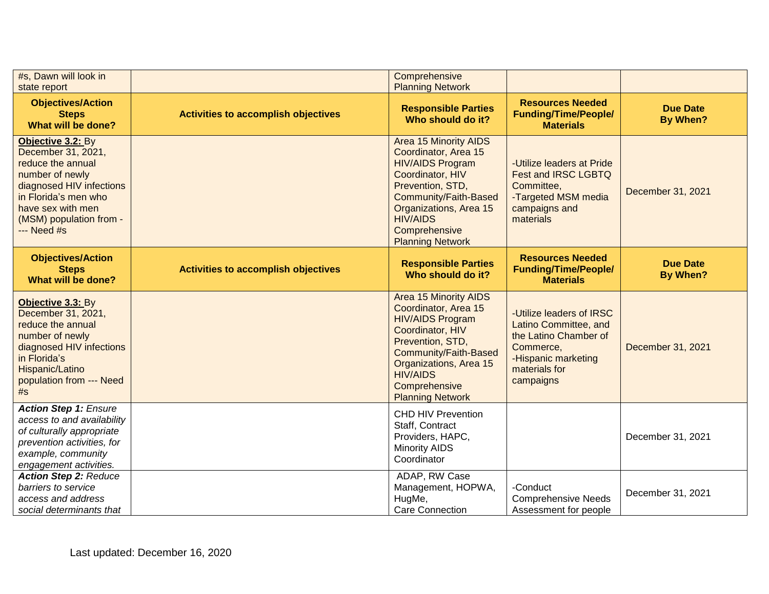| #s, Dawn will look in state report | | Comprehensive Planning Network | | |
|---|---|---|---|---|
| **Objectives/Action Steps What will be done?** | **Activities to accomplish objectives** | **Responsible Parties Who should do it?** | **Resources Needed Funding/Time/People/ Materials** | **Due Date By When?** |
| **Objective 3.2:** By December 31, 2021, reduce the annual number of newly diagnosed HIV infections in Florida's men who have sex with men (MSM) population from ---- Need #s | | Area 15 Minority AIDS Coordinator, Area 15 HIV/AIDS Program Coordinator, HIV Prevention, STD, Community/Faith-Based Organizations, Area 15 HIV/AIDS Comprehensive Planning Network | -Utilize leaders at Pride Fest and IRSC LGBTQ Committee, -Targeted MSM media campaigns and materials | December 31, 2021 |
| **Objectives/Action Steps What will be done?** | **Activities to accomplish objectives** | **Responsible Parties Who should do it?** | **Resources Needed Funding/Time/People/ Materials** | **Due Date By When?** |
| **Objective 3.3:** By December 31, 2021, reduce the annual number of newly diagnosed HIV infections in Florida's Hispanic/Latino population from --- Need #s | | Area 15 Minority AIDS Coordinator, Area 15 HIV/AIDS Program Coordinator, HIV Prevention, STD, Community/Faith-Based Organizations, Area 15 HIV/AIDS Comprehensive Planning Network | -Utilize leaders of IRSC Latino Committee, and the Latino Chamber of Commerce, -Hispanic marketing materials for campaigns | December 31, 2021 |
| ***Action Step 1:*** *Ensure access to and availability of culturally appropriate prevention activities, for example, community engagement activities.* | | CHD HIV Prevention Staff, Contract Providers, HAPC, Minority AIDS Coordinator | | December 31, 2021 |
| ***Action Step 2:*** *Reduce barriers to service access and address social determinants that* | | ADAP, RW Case Management, HOPWA, HugMe, Care Connection | -Conduct Comprehensive Needs Assessment for people | December 31, 2021 |

Last updated: December 16, 2020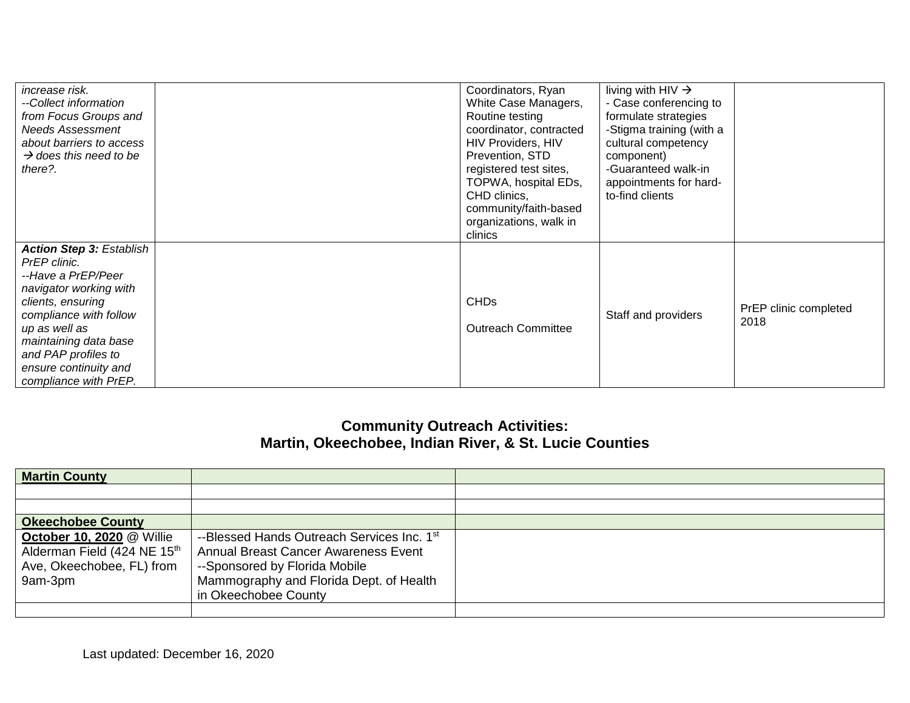| | | | | |
|---|---|---|---|---|
| *increase risk.*<br>*--Collect information from Focus Groups and Needs Assessment about barriers to access → does this need to be there?.* | | Coordinators, Ryan White Case Managers, Routine testing coordinator, contracted HIV Providers, HIV Prevention, STD registered test sites, TOPWA, hospital EDs, CHD clinics, community/faith-based organizations, walk in clinics | living with HIV →<br>- Case conferencing to formulate strategies<br>-Stigma training (with a cultural competency component)<br>-Guaranteed walk-in appointments for hard-to-find clients | |
| ***Action Step 3:*** *Establish PrEP clinic.*<br>*--Have a PrEP/Peer navigator working with clients, ensuring compliance with follow up as well as maintaining data base and PAP profiles to ensure continuity and compliance with PrEP.* | | CHDs<br><br>Outreach Committee | Staff and providers | PrEP clinic completed 2018 |

## Community Outreach Activities: Martin, Okeechobee, Indian River, & St. Lucie Counties

| | | |
|---|---|---|
| **Martin County** | | |
| | | |
| | | |
| **Okeechobee County** | | |
| **October 10, 2020** @ Willie Alderman Field (424 NE 15th Ave, Okeechobee, FL) from 9am-3pm | --Blessed Hands Outreach Services Inc. 1st Annual Breast Cancer Awareness Event<br>--Sponsored by Florida Mobile Mammography and Florida Dept. of Health in Okeechobee County | |
| | | |

Last updated: December 16, 2020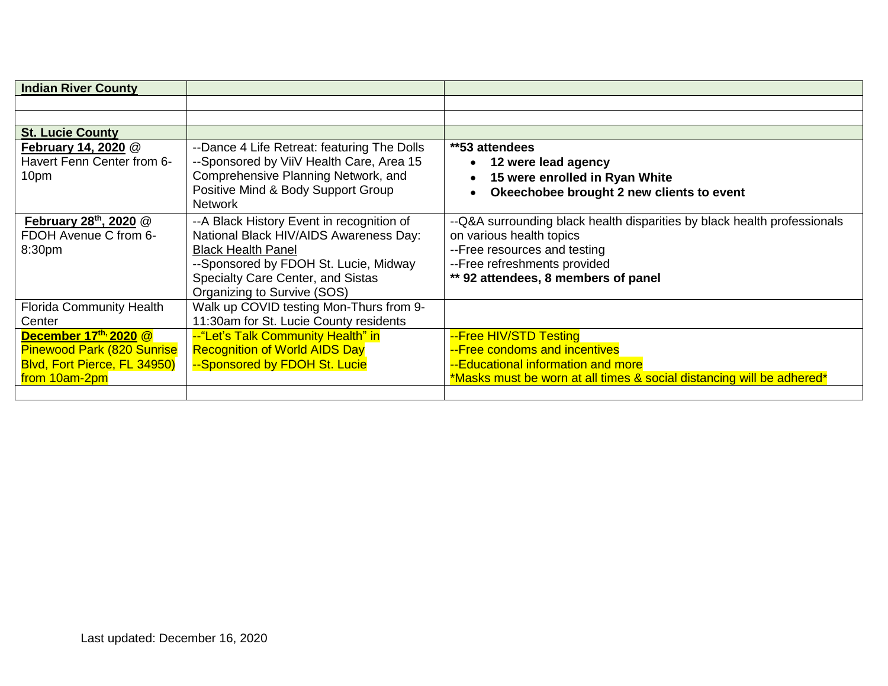| | | |
|---|---|---|
| **Indian River County** | | |
| | | |
| | | |
| **St. Lucie County** | | |
| **February 14, 2020** @ Havert Fenn Center from 6-10pm | --Dance 4 Life Retreat: featuring The Dolls<br>--Sponsored by ViiV Health Care, Area 15 Comprehensive Planning Network, and Positive Mind & Body Support Group Network | **\*\*53 attendees**<br>• **12 were lead agency**<br>• **15 were enrolled in Ryan White**<br>• **Okeechobee brought 2 new clients to event** |
| **February 28th, 2020** @ FDOH Avenue C from 6-8:30pm | --A Black History Event in recognition of National Black HIV/AIDS Awareness Day: Black Health Panel<br>--Sponsored by FDOH St. Lucie, Midway Specialty Care Center, and Sistas Organizing to Survive (SOS) | --Q&A surrounding black health disparities by black health professionals on various health topics<br>--Free resources and testing<br>--Free refreshments provided<br>**\*\* 92 attendees, 8 members of panel** |
| Florida Community Health Center | Walk up COVID testing Mon-Thurs from 9-11:30am for St. Lucie County residents | |
| **December 17th, 2020** @ Pinewood Park (820 Sunrise Blvd, Fort Pierce, FL 34950) from 10am-2pm | --"Let's Talk Community Health" in Recognition of World AIDS Day<br>--Sponsored by FDOH St. Lucie | --Free HIV/STD Testing<br>--Free condoms and incentives<br>--Educational information and more<br>*Masks must be worn at all times & social distancing will be adhered* |
| | | |

Last updated: December 16, 2020